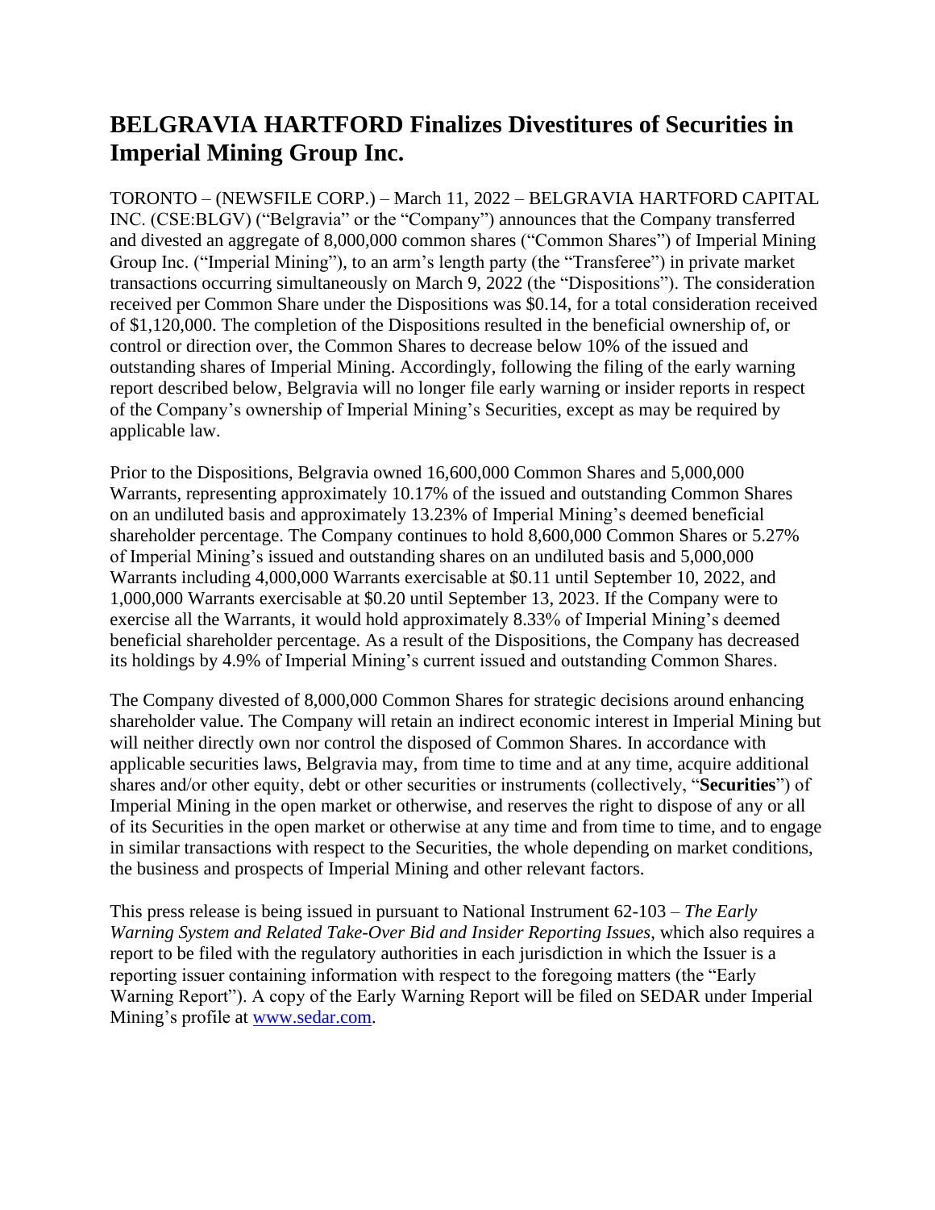# BELGRAVIA HARTFORD Finalizes Divestitures of Securities in Imperial Mining Group Inc.

TORONTO – (NEWSFILE CORP.) – March 11, 2022 – BELGRAVIA HARTFORD CAPITAL INC. (CSE:BLGV) ("Belgravia" or the "Company") announces that the Company transferred and divested an aggregate of 8,000,000 common shares ("Common Shares") of Imperial Mining Group Inc. ("Imperial Mining"), to an arm's length party (the "Transferee") in private market transactions occurring simultaneously on March 9, 2022 (the "Dispositions"). The consideration received per Common Share under the Dispositions was $0.14, for a total consideration received of $1,120,000. The completion of the Dispositions resulted in the beneficial ownership of, or control or direction over, the Common Shares to decrease below 10% of the issued and outstanding shares of Imperial Mining. Accordingly, following the filing of the early warning report described below, Belgravia will no longer file early warning or insider reports in respect of the Company's ownership of Imperial Mining's Securities, except as may be required by applicable law.

Prior to the Dispositions, Belgravia owned 16,600,000 Common Shares and 5,000,000 Warrants, representing approximately 10.17% of the issued and outstanding Common Shares on an undiluted basis and approximately 13.23% of Imperial Mining's deemed beneficial shareholder percentage. The Company continues to hold 8,600,000 Common Shares or 5.27% of Imperial Mining's issued and outstanding shares on an undiluted basis and 5,000,000 Warrants including 4,000,000 Warrants exercisable at $0.11 until September 10, 2022, and 1,000,000 Warrants exercisable at $0.20 until September 13, 2023. If the Company were to exercise all the Warrants, it would hold approximately 8.33% of Imperial Mining's deemed beneficial shareholder percentage. As a result of the Dispositions, the Company has decreased its holdings by 4.9% of Imperial Mining's current issued and outstanding Common Shares.

The Company divested of 8,000,000 Common Shares for strategic decisions around enhancing shareholder value. The Company will retain an indirect economic interest in Imperial Mining but will neither directly own nor control the disposed of Common Shares. In accordance with applicable securities laws, Belgravia may, from time to time and at any time, acquire additional shares and/or other equity, debt or other securities or instruments (collectively, "**Securities**") of Imperial Mining in the open market or otherwise, and reserves the right to dispose of any or all of its Securities in the open market or otherwise at any time and from time to time, and to engage in similar transactions with respect to the Securities, the whole depending on market conditions, the business and prospects of Imperial Mining and other relevant factors.

This press release is being issued in pursuant to National Instrument 62-103 – *The Early Warning System and Related Take-Over Bid and Insider Reporting Issues*, which also requires a report to be filed with the regulatory authorities in each jurisdiction in which the Issuer is a reporting issuer containing information with respect to the foregoing matters (the "Early Warning Report"). A copy of the Early Warning Report will be filed on SEDAR under Imperial Mining's profile at [www.sedar.com](www.sedar.com).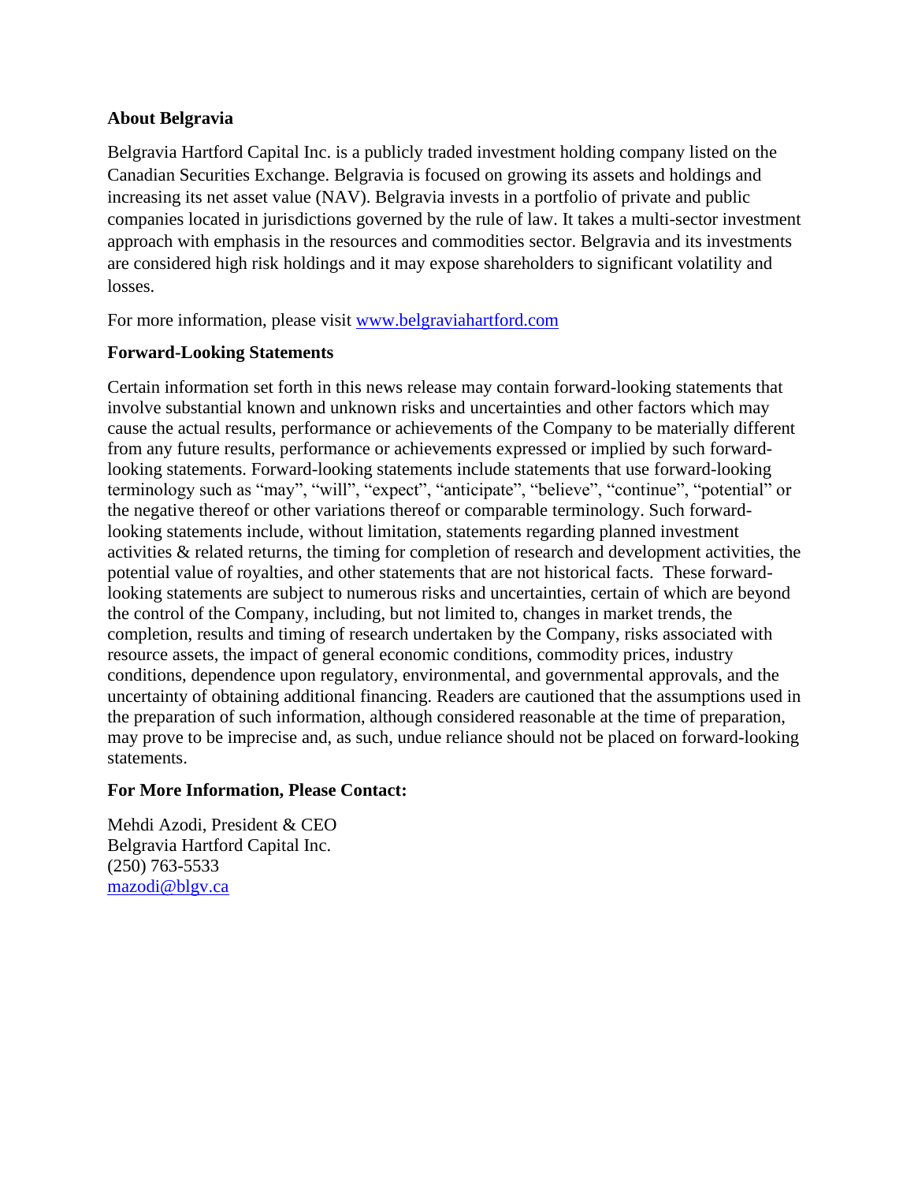**About Belgravia**

Belgravia Hartford Capital Inc. is a publicly traded investment holding company listed on the Canadian Securities Exchange. Belgravia is focused on growing its assets and holdings and increasing its net asset value (NAV). Belgravia invests in a portfolio of private and public companies located in jurisdictions governed by the rule of law. It takes a multi-sector investment approach with emphasis in the resources and commodities sector. Belgravia and its investments are considered high risk holdings and it may expose shareholders to significant volatility and losses.

For more information, please visit [www.belgraviahartford.com](http://www.belgraviahartford.com)

**Forward-Looking Statements**

Certain information set forth in this news release may contain forward-looking statements that involve substantial known and unknown risks and uncertainties and other factors which may cause the actual results, performance or achievements of the Company to be materially different from any future results, performance or achievements expressed or implied by such forward-looking statements. Forward-looking statements include statements that use forward-looking terminology such as "may", "will", "expect", "anticipate", "believe", "continue", "potential" or the negative thereof or other variations thereof or comparable terminology. Such forward-looking statements include, without limitation, statements regarding planned investment activities & related returns, the timing for completion of research and development activities, the potential value of royalties, and other statements that are not historical facts. These forward-looking statements are subject to numerous risks and uncertainties, certain of which are beyond the control of the Company, including, but not limited to, changes in market trends, the completion, results and timing of research undertaken by the Company, risks associated with resource assets, the impact of general economic conditions, commodity prices, industry conditions, dependence upon regulatory, environmental, and governmental approvals, and the uncertainty of obtaining additional financing. Readers are cautioned that the assumptions used in the preparation of such information, although considered reasonable at the time of preparation, may prove to be imprecise and, as such, undue reliance should not be placed on forward-looking statements.

**For More Information, Please Contact:**

Mehdi Azodi, President & CEO
Belgravia Hartford Capital Inc.
(250) 763-5533
[mazodi@blgv.ca](mailto:mazodi@blgv.ca)